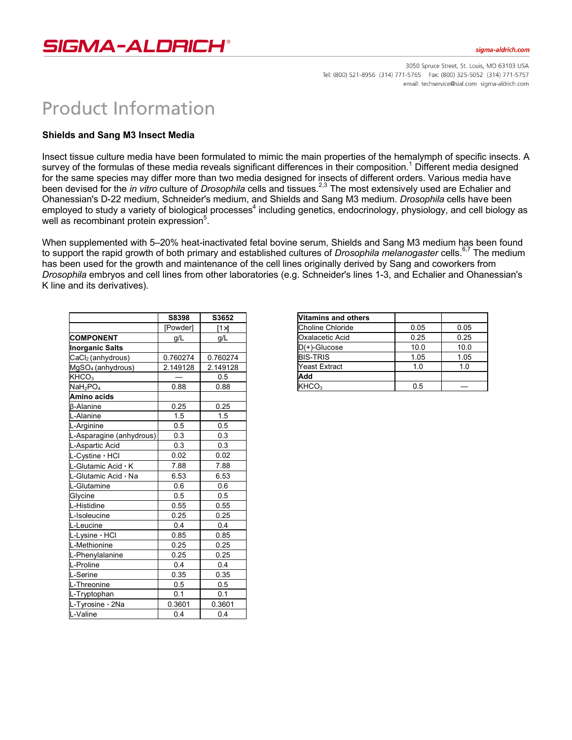# SIGMA-ALDRICH

3050 Spruce Street, St. Louis, MO 63103 USA
Tel: (800) 521-8956 (314) 771-5765 Fax: (800) 325-5052 (314) 771-5757
email: techservice@sial.com sigma-aldrich.com

# Product Information

### Shields and Sang M3 Insect Media

Insect tissue culture media have been formulated to mimic the main properties of the hemalymph of specific insects. A survey of the formulas of these media reveals significant differences in their composition.[1] Different media designed for the same species may differ more than two media designed for insects of different orders. Various media have been devised for the *in vitro* culture of *Drosophila* cells and tissues.[2,3] The most extensively used are Echalier and Ohanessian's D-22 medium, Schneider's medium, and Shields and Sang M3 medium. *Drosophila* cells have been employed to study a variety of biological processes[4] including genetics, endocrinology, physiology, and cell biology as well as recombinant protein expression[5].

When supplemented with 5–20% heat-inactivated fetal bovine serum, Shields and Sang M3 medium has been found to support the rapid growth of both primary and established cultures of *Drosophila melanogaster* cells.[6,7] The medium has been used for the growth and maintenance of the cell lines originally derived by Sang and coworkers from *Drosophila* embryos and cell lines from other laboratories (e.g. Schneider's lines 1-3, and Echalier and Ohanessian's K line and its derivatives).

| | S8398 | S3652 |
|---|---|---|
| | [Powder] | [1×] |
| **COMPONENT** | g/L | g/L |
| **Inorganic Salts** | | |
| $CaCl_2$ (anhydrous) | 0.760274 | 0.760274 |
| $MgSO_4$ (anhydrous) | 2.149128 | 2.149128 |
| $KHCO_3$ | — | 0.5 |
| $NaH_2PO_4$ | 0.88 | 0.88 |
| **Amino acids** | | |
| β-Alanine | 0.25 | 0.25 |
| L-Alanine | 1.5 | 1.5 |
| L-Arginine | 0.5 | 0.5 |
| L-Asparagine (anhydrous) | 0.3 | 0.3 |
| L-Aspartic Acid | 0.3 | 0.3 |
| L-Cystine · HCl | 0.02 | 0.02 |
| L-Glutamic Acid · K | 7.88 | 7.88 |
| L-Glutamic Acid · Na | 6.53 | 6.53 |
| L-Glutamine | 0.6 | 0.6 |
| Glycine | 0.5 | 0.5 |
| L-Histidine | 0.55 | 0.55 |
| L-Isoleucine | 0.25 | 0.25 |
| L-Leucine | 0.4 | 0.4 |
| L-Lysine · HCl | 0.85 | 0.85 |
| L-Methionine | 0.25 | 0.25 |
| L-Phenylalanine | 0.25 | 0.25 |
| L-Proline | 0.4 | 0.4 |
| L-Serine | 0.35 | 0.35 |
| L-Threonine | 0.5 | 0.5 |
| L-Tryptophan | 0.1 | 0.1 |
| L-Tyrosine · 2Na | 0.3601 | 0.3601 |
| L-Valine | 0.4 | 0.4 |
| **Vitamins and others** | | |
| Choline Chloride | 0.05 | 0.05 |
| Oxalacetic Acid | 0.25 | 0.25 |
| D(+)-Glucose | 10.0 | 10.0 |
| BIS-TRIS | 1.05 | 1.05 |
| Yeast Extract | 1.0 | 1.0 |
| **Add** | | |
| $KHCO_3$ | 0.5 | — |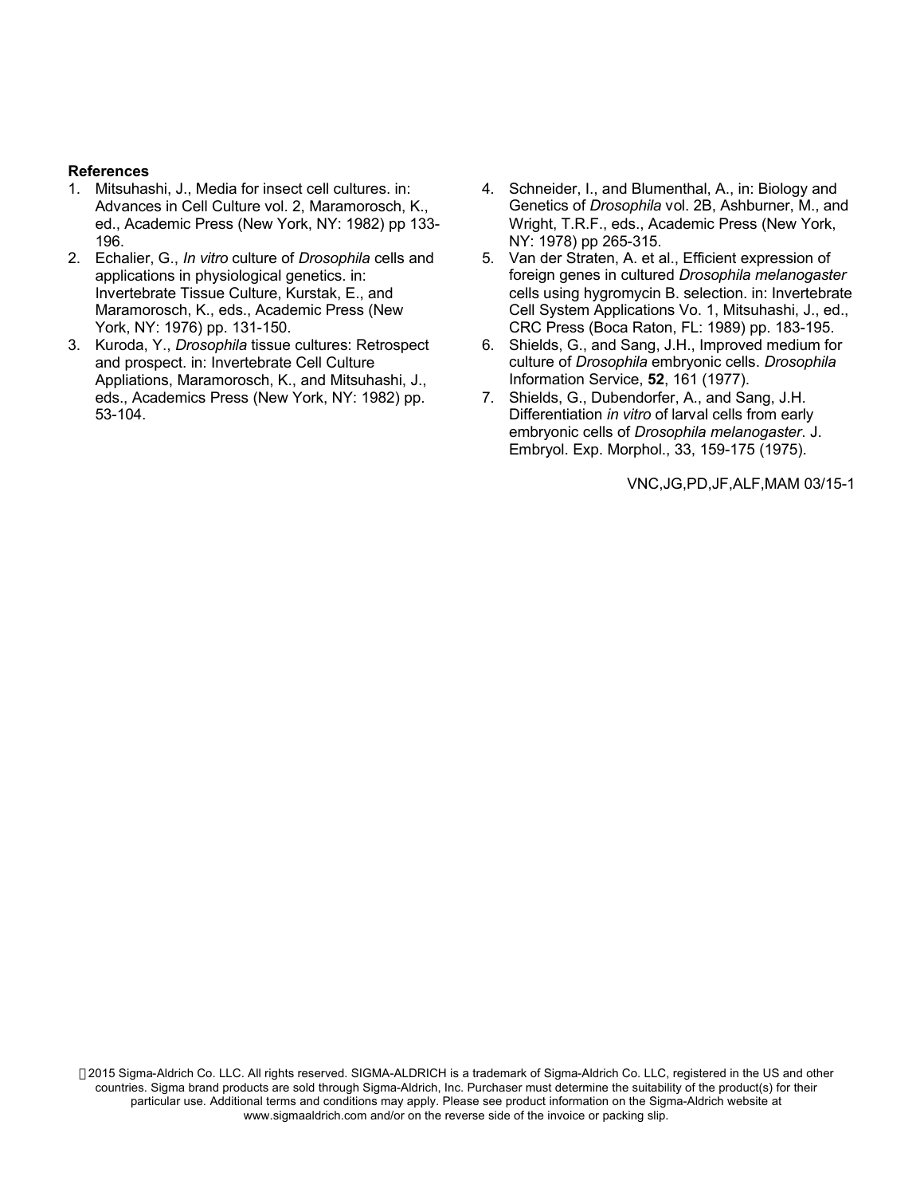**References**

1. Mitsuhashi, J., Media for insect cell cultures. in: Advances in Cell Culture vol. 2, Maramorosch, K., ed., Academic Press (New York, NY: 1982) pp 133-196.
2. Echalier, G., *In vitro* culture of *Drosophila* cells and applications in physiological genetics. in: Invertebrate Tissue Culture, Kurstak, E., and Maramorosch, K., eds., Academic Press (New York, NY: 1976) pp. 131-150.
3. Kuroda, Y., *Drosophila* tissue cultures: Retrospect and prospect. in: Invertebrate Cell Culture Appliations, Maramorosch, K., and Mitsuhashi, J., eds., Academics Press (New York, NY: 1982) pp. 53-104.
4. Schneider, I., and Blumenthal, A., in: Biology and Genetics of *Drosophila* vol. 2B, Ashburner, M., and Wright, T.R.F., eds., Academic Press (New York, NY: 1978) pp 265-315.
5. Van der Straten, A. et al., Efficient expression of foreign genes in cultured *Drosophila melanogaster* cells using hygromycin B. selection. in: Invertebrate Cell System Applications Vo. 1, Mitsuhashi, J., ed., CRC Press (Boca Raton, FL: 1989) pp. 183-195.
6. Shields, G., and Sang, J.H., Improved medium for culture of *Drosophila* embryonic cells. *Drosophila* Information Service, **52**, 161 (1977).
7. Shields, G., Dubendorfer, A., and Sang, J.H. Differentiation *in vitro* of larval cells from early embryonic cells of *Drosophila melanogaster*. J. Embryol. Exp. Morphol., 33, 159-175 (1975).

VNC,JG,PD,JF,ALF,MAM 03/15-1

2015 Sigma-Aldrich Co. LLC. All rights reserved. SIGMA-ALDRICH is a trademark of Sigma-Aldrich Co. LLC, registered in the US and other countries. Sigma brand products are sold through Sigma-Aldrich, Inc. Purchaser must determine the suitability of the product(s) for their particular use. Additional terms and conditions may apply. Please see product information on the Sigma-Aldrich website at www.sigmaaldrich.com and/or on the reverse side of the invoice or packing slip.